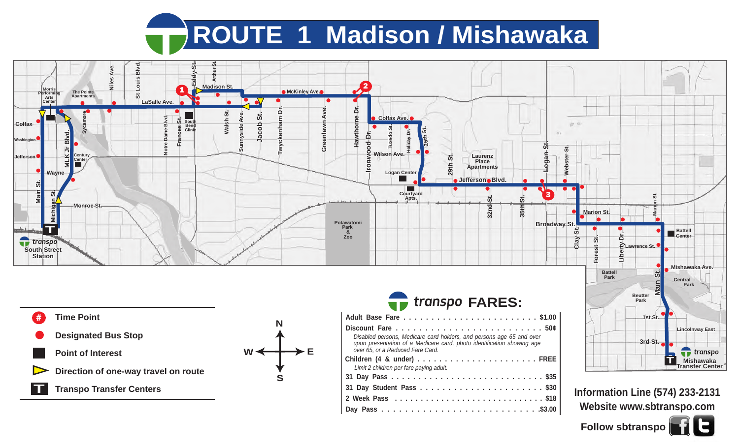# ROUTE 1 Madison / Mishawaka

## Legend

- **Time Point**
- **Designated Bus Stop**
- **Point of Interest**
- **Direction of one-way travel on route**
- **Transpo Transfer Centers**

## transpo FARES:

| Fare | Price |
|---|---|
| Adult Base Fare | $1.00 |
| Discount Fare | 50¢ |
| *Disabled persons, Medicare card holders, and persons age 65 and over upon presentation of a Medicare card, photo identification showing age over 65, or a Reduced Fare Card.* | |
| Children (4 & under) | FREE |
| *Limit 2 children per fare paying adult.* | |
| 31 Day Pass | $35 |
| 31 Day Student Pass | $30 |
| 2 Week Pass | $18 |
| Day Pass | $3.00 |

**Information Line (574) 233-2131**

**Website www.sbtranspo.com**

**Follow sbtranspo**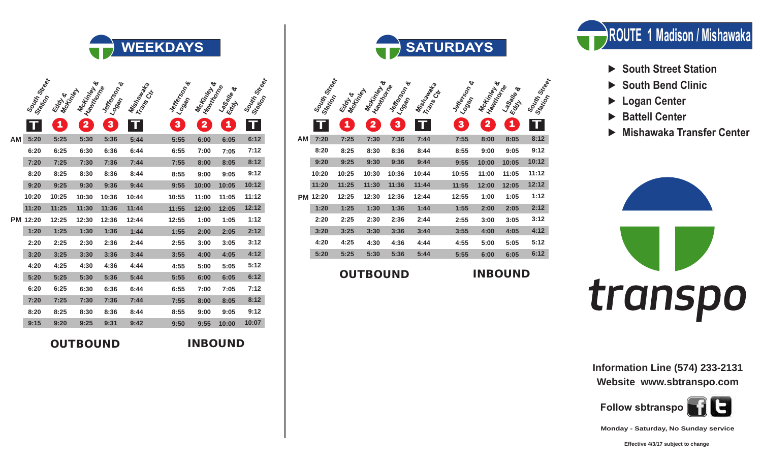# ROUTE 1 Madison / Mishawaka

- South Street Station
- South Bend Clinic
- Logan Center
- Battell Center
- Mishawaka Transfer Center

## WEEKDAYS

| | South Street Station (T) | Eddy & McKinley (1) | McKinley & Hawthorne (2) | Jefferson & Logan (3) | Mishawaka Trans Ctr (T) | Jefferson & Logan (3) | McKinley & Hawthorne (2) | LaSalle & Eddy (1) | South Street Station (T) |
|---|---|---|---|---|---|---|---|---|---|
| AM | 5:20 | 5:25 | 5:30 | 5:36 | 5:44 | 5:55 | 6:00 | 6:05 | 6:12 |
| | 6:20 | 6:25 | 6:30 | 6:36 | 6:44 | 6:55 | 7:00 | 7:05 | 7:12 |
| | 7:20 | 7:25 | 7:30 | 7:36 | 7:44 | 7:55 | 8:00 | 8:05 | 8:12 |
| | 8:20 | 8:25 | 8:30 | 8:36 | 8:44 | 8:55 | 9:00 | 9:05 | 9:12 |
| | 9:20 | 9:25 | 9:30 | 9:36 | 9:44 | 9:55 | 10:00 | 10:05 | 10:12 |
| | 10:20 | 10:25 | 10:30 | 10:36 | 10:44 | 10:55 | 11:00 | 11:05 | 11:12 |
| | 11:20 | 11:25 | 11:30 | 11:36 | 11:44 | 11:55 | 12:00 | 12:05 | 12:12 |
| PM | 12:20 | 12:25 | 12:30 | 12:36 | 12:44 | 12:55 | 1:00 | 1:05 | 1:12 |
| | 1:20 | 1:25 | 1:30 | 1:36 | 1:44 | 1:55 | 2:00 | 2:05 | 2:12 |
| | 2:20 | 2:25 | 2:30 | 2:36 | 2:44 | 2:55 | 3:00 | 3:05 | 3:12 |
| | 3:20 | 3:25 | 3:30 | 3:36 | 3:44 | 3:55 | 4:00 | 4:05 | 4:12 |
| | 4:20 | 4:25 | 4:30 | 4:36 | 4:44 | 4:55 | 5:00 | 5:05 | 5:12 |
| | 5:20 | 5:25 | 5:30 | 5:36 | 5:44 | 5:55 | 6:00 | 6:05 | 6:12 |
| | 6:20 | 6:25 | 6:30 | 6:36 | 6:44 | 6:55 | 7:00 | 7:05 | 7:12 |
| | 7:20 | 7:25 | 7:30 | 7:36 | 7:44 | 7:55 | 8:00 | 8:05 | 8:12 |
| | 8:20 | 8:25 | 8:30 | 8:36 | 8:44 | 8:55 | 9:00 | 9:05 | 9:12 |
| | 9:15 | 9:20 | 9:25 | 9:31 | 9:42 | 9:50 | 9:55 | 10:00 | 10:07 |

**OUTBOUND** | **INBOUND**

## SATURDAYS

| | South Street Station (T) | Eddy & McKinley (1) | McKinley & Hawthorne (2) | Jefferson & Logan (3) | Mishawaka Trans Ctr (T) | Jefferson & Logan (3) | McKinley & Hawthorne (2) | LaSalle & Eddy (1) | South Street Station (T) |
|---|---|---|---|---|---|---|---|---|---|
| AM | 7:20 | 7:25 | 7:30 | 7:36 | 7:44 | 7:55 | 8:00 | 8:05 | 8:12 |
| | 8:20 | 8:25 | 8:30 | 8:36 | 8:44 | 8:55 | 9:00 | 9:05 | 9:12 |
| | 9:20 | 9:25 | 9:30 | 9:36 | 9:44 | 9:55 | 10:00 | 10:05 | 10:12 |
| | 10:20 | 10:25 | 10:30 | 10:36 | 10:44 | 10:55 | 11:00 | 11:05 | 11:12 |
| | 11:20 | 11:25 | 11:30 | 11:36 | 11:44 | 11:55 | 12:00 | 12:05 | 12:12 |
| PM | 12:20 | 12:25 | 12:30 | 12:36 | 12:44 | 12:55 | 1:00 | 1:05 | 1:12 |
| | 1:20 | 1:25 | 1:30 | 1:36 | 1:44 | 1:55 | 2:00 | 2:05 | 2:12 |
| | 2:20 | 2:25 | 2:30 | 2:36 | 2:44 | 2:55 | 3:00 | 3:05 | 3:12 |
| | 3:20 | 3:25 | 3:30 | 3:36 | 3:44 | 3:55 | 4:00 | 4:05 | 4:12 |
| | 4:20 | 4:25 | 4:30 | 4:36 | 4:44 | 4:55 | 5:00 | 5:05 | 5:12 |
| | 5:20 | 5:25 | 5:30 | 5:36 | 5:44 | 5:55 | 6:00 | 6:05 | 6:12 |

**OUTBOUND** | **INBOUND**

transpo

**Information Line (574) 233-2131**
**Website www.sbtranspo.com**

**Follow sbtranspo**

**Monday - Saturday, No Sunday service**

**Effective 4/3/17 subject to change**